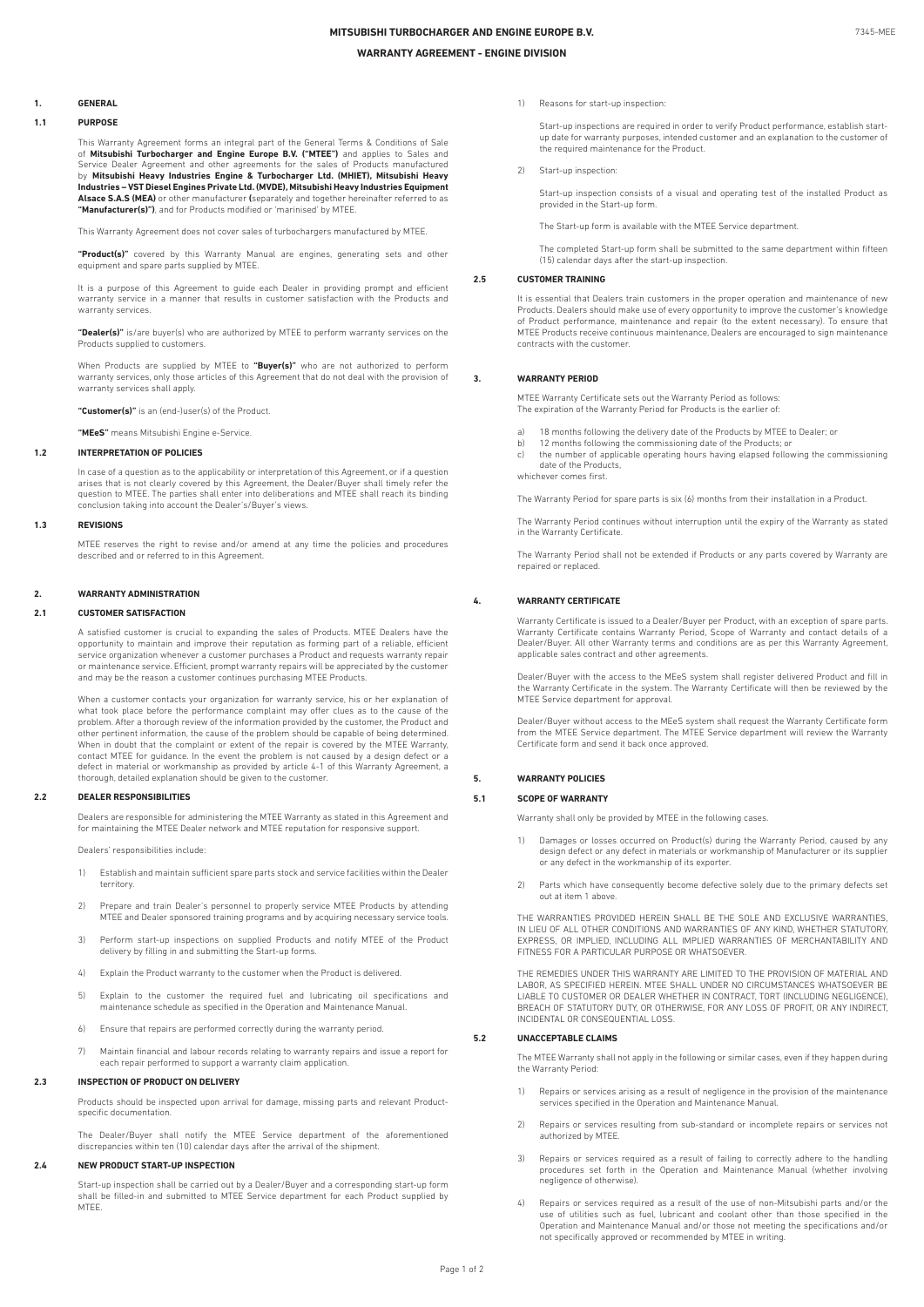# MITSUBISHI TURBOCHARGER AND ENGINE EUROPE B.V.

## WARRANTY AGREEMENT - ENGINE DIVISION

### 1. GENERAL

#### 1.1 PURPOSE

This Warranty Agreement forms an integral part of the General Terms & Conditions of Sale of **Mitsubishi Turbocharger and Engine Europe B.V. ("MTEE")** and applies to Sales and Service Dealer Agreement and other agreements for the sales of Products manufactured by **Mitsubishi Heavy Industries Engine & Turbocharger Ltd. (MHIET), Mitsubishi Heavy Industries – VST Diesel Engines Private Ltd. (MVDE), Mitsubishi Heavy Industries Equipment Alsace S.A.S (MEA)** or other manufacturer **(**separately and together hereinafter referred to as **"Manufacturer(s)")**, and for Products modified or 'marinised' by MTEE.

This Warranty Agreement does not cover sales of turbochargers manufactured by MTEE.

**"Product(s)"** covered by this Warranty Manual are engines, generating sets and other equipment and spare parts supplied by MTEE.

It is a purpose of this Agreement to guide each Dealer in providing prompt and efficient warranty service in a manner that results in customer satisfaction with the Products and warranty services.

**"Dealer(s)"** is/are buyer(s) who are authorized by MTEE to perform warranty services on the Products supplied to customers.

When Products are supplied by MTEE to **"Buyer(s)"** who are not authorized to perform warranty services, only those articles of this Agreement that do not deal with the provision of warranty services shall apply.

**"Customer(s)"** is an (end-)user(s) of the Product.

**"MEeS"** means Mitsubishi Engine e-Service.

#### 1.2 INTERPRETATION OF POLICIES

In case of a question as to the applicability or interpretation of this Agreement, or if a question arises that is not clearly covered by this Agreement, the Dealer/Buyer shall timely refer the question to MTEE. The parties shall enter into deliberations and MTEE shall reach its binding conclusion taking into account the Dealer's/Buyer's views.

#### 1.3 REVISIONS

MTEE reserves the right to revise and/or amend at any time the policies and procedures described and or referred to in this Agreement.

### 2. WARRANTY ADMINISTRATION

#### 2.1 CUSTOMER SATISFACTION

A satisfied customer is crucial to expanding the sales of Products. MTEE Dealers have the opportunity to maintain and improve their reputation as forming part of a reliable, efficient service organization whenever a customer purchases a Product and requests warranty repair or maintenance service. Efficient, prompt warranty repairs will be appreciated by the customer and may be the reason a customer continues purchasing MTEE Products.

When a customer contacts your organization for warranty service, his or her explanation of what took place before the performance complaint may offer clues as to the cause of the problem. After a thorough review of the information provided by the customer, the Product and other pertinent information, the cause of the problem should be capable of being determined. When in doubt that the complaint or extent of the repair is covered by the MTEE Warranty, contact MTEE for guidance. In the event the problem is not caused by a design defect or a defect in material or workmanship as provided by article 4-1 of this Warranty Agreement, a thorough, detailed explanation should be given to the customer.

#### 2.2 DEALER RESPONSIBILITIES

Dealers are responsible for administering the MTEE Warranty as stated in this Agreement and for maintaining the MTEE Dealer network and MTEE reputation for responsive support.

Dealers' responsibilities include:

1) Establish and maintain sufficient spare parts stock and service facilities within the Dealer territory.
2) Prepare and train Dealer's personnel to properly service MTEE Products by attending MTEE and Dealer sponsored training programs and by acquiring necessary service tools.
3) Perform start-up inspections on supplied Products and notify MTEE of the Product delivery by filling in and submitting the Start-up forms.
4) Explain the Product warranty to the customer when the Product is delivered.
5) Explain to the customer the required fuel and lubricating oil specifications and maintenance schedule as specified in the Operation and Maintenance Manual.
6) Ensure that repairs are performed correctly during the warranty period.
7) Maintain financial and labour records relating to warranty repairs and issue a report for each repair performed to support a warranty claim application.

#### 2.3 INSPECTION OF PRODUCT ON DELIVERY

Products should be inspected upon arrival for damage, missing parts and relevant Product-specific documentation.

The Dealer/Buyer shall notify the MTEE Service department of the aforementioned discrepancies within ten (10) calendar days after the arrival of the shipment.

#### 2.4 NEW PRODUCT START-UP INSPECTION

Start-up inspection shall be carried out by a Dealer/Buyer and a corresponding start-up form shall be filled-in and submitted to MTEE Service department for each Product supplied by MTEE.

1) Reasons for start-up inspection:

   Start-up inspections are required in order to verify Product performance, establish start-up date for warranty purposes, intended customer and an explanation to the customer of the required maintenance for the Product.

2) Start-up inspection:

   Start-up inspection consists of a visual and operating test of the installed Product as provided in the Start-up form.

   The Start-up form is available with the MTEE Service department.

   The completed Start-up form shall be submitted to the same department within fifteen (15) calendar days after the start-up inspection.

#### 2.5 CUSTOMER TRAINING

It is essential that Dealers train customers in the proper operation and maintenance of new Products. Dealers should make use of every opportunity to improve the customer's knowledge of Product performance, maintenance and repair (to the extent necessary). To ensure that MTEE Products receive continuous maintenance, Dealers are encouraged to sign maintenance contracts with the customer.

### 3. WARRANTY PERIOD

MTEE Warranty Certificate sets out the Warranty Period as follows:
The expiration of the Warranty Period for Products is the earlier of:

a) 18 months following the delivery date of the Products by MTEE to Dealer; or
b) 12 months following the commissioning date of the Products; or
c) the number of applicable operating hours having elapsed following the commissioning date of the Products,

whichever comes first.

The Warranty Period for spare parts is six (6) months from their installation in a Product.

The Warranty Period continues without interruption until the expiry of the Warranty as stated in the Warranty Certificate.

The Warranty Period shall not be extended if Products or any parts covered by Warranty are repaired or replaced.

### 4. WARRANTY CERTIFICATE

Warranty Certificate is issued to a Dealer/Buyer per Product, with an exception of spare parts. Warranty Certificate contains Warranty Period, Scope of Warranty and contact details of a Dealer/Buyer. All other Warranty terms and conditions are as per this Warranty Agreement, applicable sales contract and other agreements.

Dealer/Buyer with the access to the MEeS system shall register delivered Product and fill in the Warranty Certificate in the system. The Warranty Certificate will then be reviewed by the MTEE Service department for approval.

Dealer/Buyer without access to the MEeS system shall request the Warranty Certificate form from the MTEE Service department. The MTEE Service department will review the Warranty Certificate form and send it back once approved.

### 5. WARRANTY POLICIES

#### 5.1 SCOPE OF WARRANTY

Warranty shall only be provided by MTEE in the following cases.

1) Damages or losses occurred on Product(s) during the Warranty Period, caused by any design defect or any defect in materials or workmanship of Manufacturer or its supplier or any defect in the workmanship of its exporter.
2) Parts which have consequently become defective solely due to the primary defects set out at item 1 above.

THE WARRANTIES PROVIDED HEREIN SHALL BE THE SOLE AND EXCLUSIVE WARRANTIES, IN LIEU OF ALL OTHER CONDITIONS AND WARRANTIES OF ANY KIND, WHETHER STATUTORY, EXPRESS, OR IMPLIED, INCLUDING ALL IMPLIED WARRANTIES OF MERCHANTABILITY AND FITNESS FOR A PARTICULAR PURPOSE OR WHATSOEVER.

THE REMEDIES UNDER THIS WARRANTY ARE LIMITED TO THE PROVISION OF MATERIAL AND LABOR, AS SPECIFIED HEREIN. MTEE SHALL UNDER NO CIRCUMSTANCES WHATSOEVER BE LIABLE TO CUSTOMER OR DEALER WHETHER IN CONTRACT, TORT (INCLUDING NEGLIGENCE), BREACH OF STATUTORY DUTY, OR OTHERWISE, FOR ANY LOSS OF PROFIT, OR ANY INDIRECT, INCIDENTAL OR CONSEQUENTIAL LOSS.

#### 5.2 UNACCEPTABLE CLAIMS

The MTEE Warranty shall not apply in the following or similar cases, even if they happen during the Warranty Period:

1) Repairs or services arising as a result of negligence in the provision of the maintenance services specified in the Operation and Maintenance Manual.
2) Repairs or services resulting from sub-standard or incomplete repairs or services not authorized by MTEE.
3) Repairs or services required as a result of failing to correctly adhere to the handling procedures set forth in the Operation and Maintenance Manual (whether involving negligence of otherwise).
4) Repairs or services required as a result of the use of non-Mitsubishi parts and/or the use of utilities such as fuel, lubricant and coolant other than those specified in the Operation and Maintenance Manual and/or those not meeting the specifications and/or not specifically approved or recommended by MTEE in writing.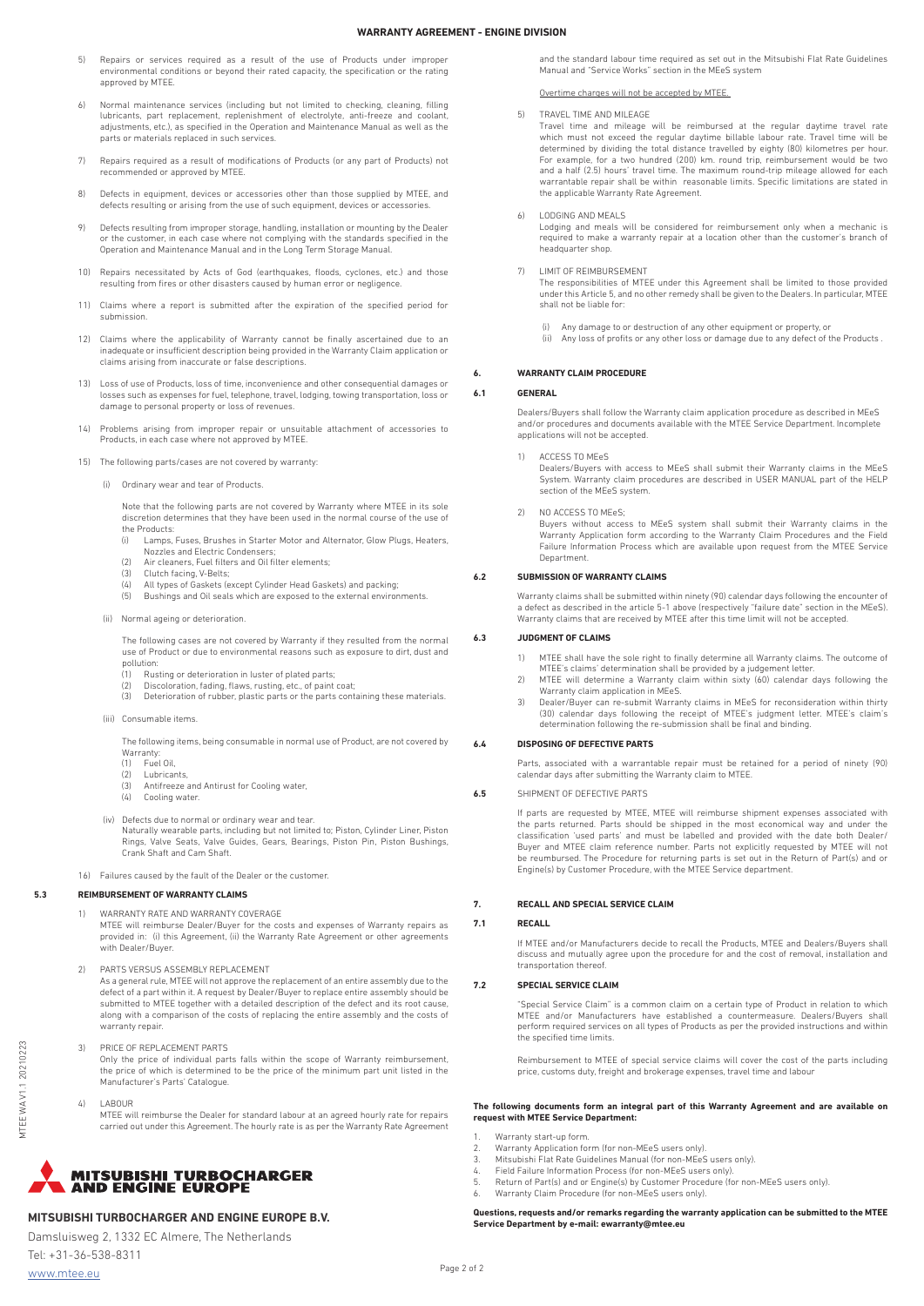5) Repairs or services required as a result of the use of Products under improper environmental conditions or beyond their rated capacity, the specification or the rating approved by MTEE.

6) Normal maintenance services (including but not limited to checking, cleaning, filling lubricants, part replacement, replenishment of electrolyte, anti-freeze and coolant, adjustments, etc.), as specified in the Operation and Maintenance Manual as well as the parts or materials replaced in such services.

7) Repairs required as a result of modifications of Products (or any part of Products) not recommended or approved by MTEE.

8) Defects in equipment, devices or accessories other than those supplied by MTEE, and defects resulting or arising from the use of such equipment, devices or accessories.

9) Defects resulting from improper storage, handling, installation or mounting by the Dealer or the customer, in each case where not complying with the standards specified in the Operation and Maintenance Manual and in the Long Term Storage Manual.

10) Repairs necessitated by Acts of God (earthquakes, floods, cyclones, etc.) and those resulting from fires or other disasters caused by human error or negligence.

11) Claims where a report is submitted after the expiration of the specified period for submission.

12) Claims where the applicability of Warranty cannot be finally ascertained due to an inadequate or insufficient description being provided in the Warranty Claim application or claims arising from inaccurate or false descriptions.

13) Loss of use of Products, loss of time, inconvenience and other consequential damages or losses such as expenses for fuel, telephone, travel, lodging, towing transportation, loss or damage to personal property or loss of revenues.

14) Problems arising from improper repair or unsuitable attachment of accessories to Products, in each case where not approved by MTEE.

15) The following parts/cases are not covered by warranty:

   (i) Ordinary wear and tear of Products.

   Note that the following parts are not covered by Warranty where MTEE in its sole discretion determines that they have been used in the normal course of the use of the Products:
   (i) Lamps, Fuses, Brushes in Starter Motor and Alternator, Glow Plugs, Heaters, Nozzles and Electric Condensers;
   (2) Air cleaners, Fuel filters and Oil filter elements;
   (3) Clutch facing, V-Belts;
   (4) All types of Gaskets (except Cylinder Head Gaskets) and packing;
   (5) Bushings and Oil seals which are exposed to the external environments.

   (ii) Normal ageing or deterioration.

   The following cases are not covered by Warranty if they resulted from the normal use of Product or due to environmental reasons such as exposure to dirt, dust and pollution:
   (1) Rusting or deterioration in luster of plated parts;
   (2) Discoloration, fading, flaws, rusting, etc., of paint coat;
   (3) Deterioration of rubber, plastic parts or the parts containing these materials.

   (iii) Consumable items.

   The following items, being consumable in normal use of Product, are not covered by Warranty:
   (1) Fuel Oil,
   (2) Lubricants,
   (3) Antifreeze and Antirust for Cooling water,
   (4) Cooling water.

   (iv) Defects due to normal or ordinary wear and tear.
   Naturally wearable parts, including but not limited to; Piston, Cylinder Liner, Piston Rings, Valve Seats, Valve Guides, Gears, Bearings, Piston Pin, Piston Bushings, Crank Shaft and Cam Shaft.

16) Failures caused by the fault of the Dealer or the customer.

### 5.3 REIMBURSEMENT OF WARRANTY CLAIMS

1) WARRANTY RATE AND WARRANTY COVERAGE
MTEE will reimburse Dealer/Buyer for the costs and expenses of Warranty repairs as provided in: (i) this Agreement, (ii) the Warranty Rate Agreement or other agreements with Dealer/Buyer.

2) PARTS VERSUS ASSEMBLY REPLACEMENT
As a general rule, MTEE will not approve the replacement of an entire assembly due to the defect of a part within it. A request by Dealer/Buyer to replace entire assembly should be submitted to MTEE together with a detailed description of the defect and its root cause, along with a comparison of the costs of replacing the entire assembly and the costs of warranty repair.

3) PRICE OF REPLACEMENT PARTS
Only the price of individual parts falls within the scope of Warranty reimbursement, the price of which is determined to be the price of the minimum part unit listed in the Manufacturer's Parts' Catalogue.

4) LABOUR
MTEE will reimburse the Dealer for standard labour at an agreed hourly rate for repairs carried out under this Agreement. The hourly rate is as per the Warranty Rate Agreement and the standard labour time required as set out in the Mitsubishi Flat Rate Guidelines Manual and "Service Works" section in the MEeS system

Overtime charges will not be accepted by MTEE.

5) TRAVEL TIME AND MILEAGE
Travel time and mileage will be reimbursed at the regular daytime travel rate which must not exceed the regular daytime billable labour rate. Travel time will be determined by dividing the total distance travelled by eighty (80) kilometres per hour. For example, for a two hundred (200) km. round trip, reimbursement would be two and a half (2.5) hours' travel time. The maximum round-trip mileage allowed for each warrantable repair shall be within reasonable limits. Specific limitations are stated in the applicable Warranty Rate Agreement.

6) LODGING AND MEALS
Lodging and meals will be considered for reimbursement only when a mechanic is required to make a warranty repair at a location other than the customer's branch of headquarter shop.

7) LIMIT OF REIMBURSEMENT
The responsibilities of MTEE under this Agreement shall be limited to those provided under this Article 5, and no other remedy shall be given to the Dealers. In particular, MTEE shall not be liable for:

   (i) Any damage to or destruction of any other equipment or property, or
   (ii) Any loss of profits or any other loss or damage due to any defect of the Products .

## 6. WARRANTY CLAIM PROCEDURE

### 6.1 GENERAL

Dealers/Buyers shall follow the Warranty claim application procedure as described in MEeS and/or procedures and documents available with the MTEE Service Department. Incomplete applications will not be accepted.

1) ACCESS TO MEeS
Dealers/Buyers with access to MEeS shall submit their Warranty claims in the MEeS System. Warranty claim procedures are described in USER MANUAL part of the HELP section of the MEeS system.

2) NO ACCESS TO MEeS;
Buyers without access to MEeS system shall submit their Warranty claims in the Warranty Application form according to the Warranty Claim Procedures and the Field Failure Information Process which are available upon request from the MTEE Service Department.

### 6.2 SUBMISSION OF WARRANTY CLAIMS

Warranty claims shall be submitted within ninety (90) calendar days following the encounter of a defect as described in the article 5-1 above (respectively "failure date" section in the MEeS). Warranty claims that are received by MTEE after this time limit will not be accepted.

### 6.3 JUDGMENT OF CLAIMS

1) MTEE shall have the sole right to finally determine all Warranty claims. The outcome of MTEE's claims' determination shall be provided by a judgement letter.
2) MTEE will determine a Warranty claim within sixty (60) calendar days following the Warranty claim application in MEeS.
3) Dealer/Buyer can re-submit Warranty claims in MEeS for reconsideration within thirty (30) calendar days following the receipt of MTEE's judgment letter. MTEE's claim's determination following the re-submission shall be final and binding.

### 6.4 DISPOSING OF DEFECTIVE PARTS

Parts, associated with a warrantable repair must be retained for a period of ninety (90) calendar days after submitting the Warranty claim to MTEE.

### 6.5 SHIPMENT OF DEFECTIVE PARTS

If parts are requested by MTEE, MTEE will reimburse shipment expenses associated with the parts returned. Parts should be shipped in the most economical way and under the classification 'used parts' and must be labelled and provided with the date both Dealer/Buyer and MTEE claim reference number. Parts not explicitly requested by MTEE will not be reimbursed. The Procedure for returning parts is set out in the Return of Part(s) and or Engine(s) by Customer Procedure, with the MTEE Service department.

## 7. RECALL AND SPECIAL SERVICE CLAIM

### 7.1 RECALL

If MTEE and/or Manufacturers decide to recall the Products, MTEE and Dealers/Buyers shall discuss and mutually agree upon the procedure for and the cost of removal, installation and transportation thereof.

### 7.2 SPECIAL SERVICE CLAIM

"Special Service Claim" is a common claim on a certain type of Product in relation to which MTEE and/or Manufacturers have established a countermeasure. Dealers/Buyers shall perform required services on all types of Products as per the provided instructions and within the specified time limits.

Reimbursement to MTEE of special service claims will cover the cost of the parts including price, customs duty, freight and brokerage expenses, travel time and labour

**The following documents form an integral part of this Warranty Agreement and are available on request with MTEE Service Department:**

1. Warranty start-up form.
2. Warranty Application form (for non-MEeS users only).
3. Mitsubishi Flat Rate Guidelines Manual (for non-MEeS users only).
4. Field Failure Information Process (for non-MEeS users only).
5. Return of Part(s) and or Engine(s) by Customer Procedure (for non-MEeS users only).
6. Warranty Claim Procedure (for non-MEeS users only).

**Questions, requests and/or remarks regarding the warranty application can be submitted to the MTEE Service Department by e-mail: ewarranty@mtee.eu**

MITSUBISHI TURBOCHARGER AND ENGINE EUROPE

**MITSUBISHI TURBOCHARGER AND ENGINE EUROPE B.V.**

Damsluisweg 2, 1332 EC Almere, The Netherlands
Tel: +31-36-538-8311
www.mtee.eu

MTEE WA V1.1 20210223